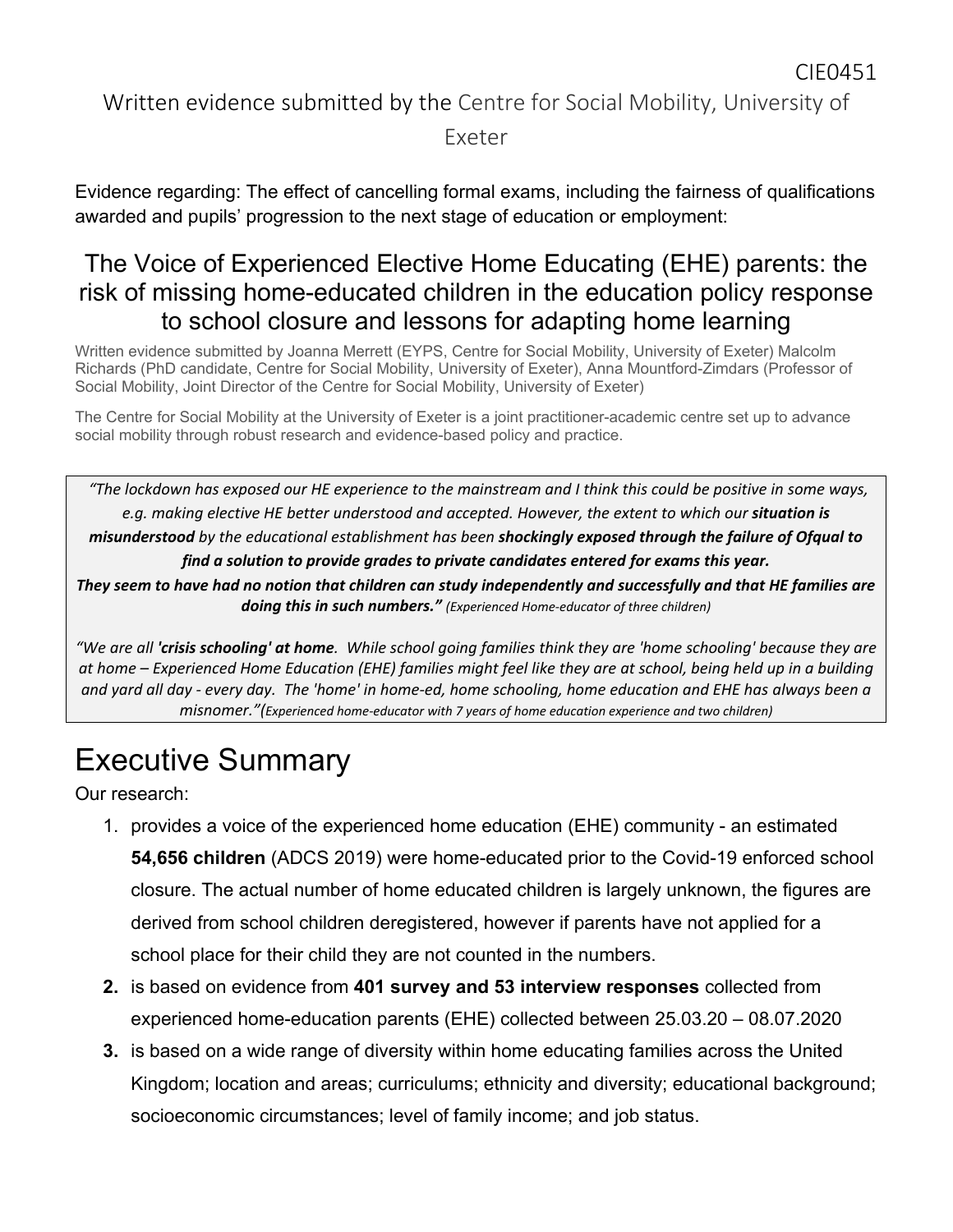CIE0451

Written evidence submitted by the Centre for Social Mobility, University of Exeter

Evidence regarding: The effect of cancelling formal exams, including the fairness of qualifications awarded and pupils' progression to the next stage of education or employment:

## The Voice of Experienced Elective Home Educating (EHE) parents: the risk of missing home-educated children in the education policy response to school closure and lessons for adapting home learning

Written evidence submitted by Joanna Merrett (EYPS, Centre for Social Mobility, University of Exeter) Malcolm Richards (PhD candidate, Centre for Social Mobility, University of Exeter), Anna Mountford-Zimdars (Professor of Social Mobility, Joint Director of the Centre for Social Mobility, University of Exeter)

The Centre for Social Mobility at the University of Exeter is a joint practitioner-academic centre set up to advance social mobility through robust research and evidence-based policy and practice.

> *"The lockdown has exposed our HE experience to the mainstream and I think this could be positive in some ways, e.g. making elective HE better understood and accepted. However, the extent to which our* ***situation is misunderstood*** *by the educational establishment has been* ***shockingly exposed through the failure of Ofqual to find a solution to provide grades to private candidates entered for exams this year. They seem to have had no notion that children can study independently and successfully and that HE families are doing this in such numbers."*** *(Experienced Home-educator of three children)*
>
> *"We are all* ***'crisis schooling' at home****. While school going families think they are 'home schooling' because they are at home – Experienced Home Education (EHE) families might feel like they are at school, being held up in a building and yard all day - every day. The 'home' in home-ed, home schooling, home education and EHE has always been a misnomer."(Experienced home-educator with 7 years of home education experience and two children)*

# Executive Summary

Our research:

1. provides a voice of the experienced home education (EHE) community - an estimated **54,656 children** (ADCS 2019) were home-educated prior to the Covid-19 enforced school closure. The actual number of home educated children is largely unknown, the figures are derived from school children deregistered, however if parents have not applied for a school place for their child they are not counted in the numbers.
2. is based on evidence from **401 survey and 53 interview responses** collected from experienced home-education parents (EHE) collected between 25.03.20 – 08.07.2020
3. is based on a wide range of diversity within home educating families across the United Kingdom; location and areas; curriculums; ethnicity and diversity; educational background; socioeconomic circumstances; level of family income; and job status.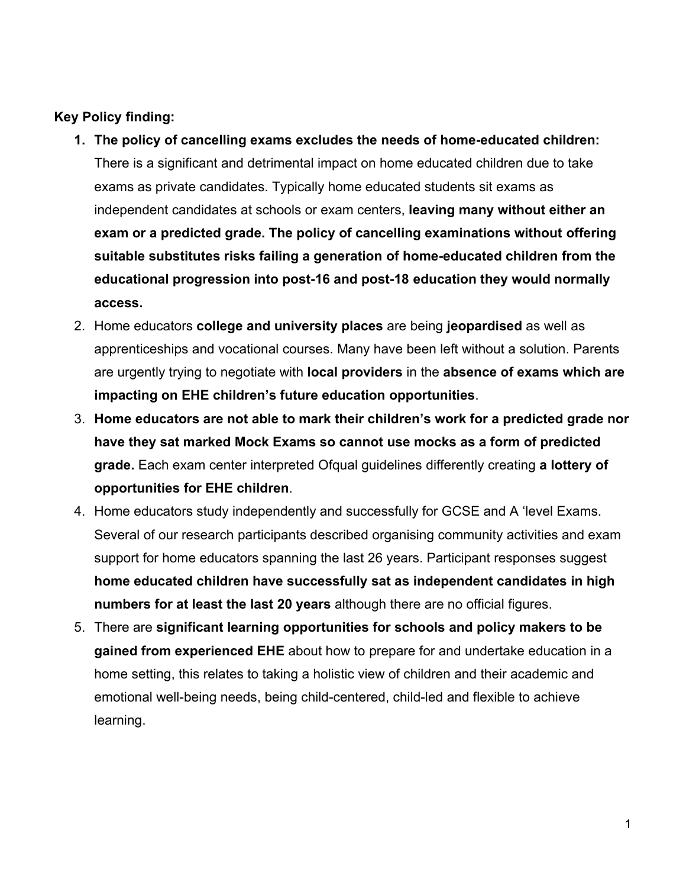**Key Policy finding:**

1. **The policy of cancelling exams excludes the needs of home-educated children:** There is a significant and detrimental impact on home educated children due to take exams as private candidates. Typically home educated students sit exams as independent candidates at schools or exam centers, **leaving many without either an exam or a predicted grade. The policy of cancelling examinations without offering suitable substitutes risks failing a generation of home-educated children from the educational progression into post-16 and post-18 education they would normally access.**
2. Home educators **college and university places** are being **jeopardised** as well as apprenticeships and vocational courses. Many have been left without a solution. Parents are urgently trying to negotiate with **local providers** in the **absence of exams which are impacting on EHE children's future education opportunities**.
3. **Home educators are not able to mark their children's work for a predicted grade nor have they sat marked Mock Exams so cannot use mocks as a form of predicted grade.** Each exam center interpreted Ofqual guidelines differently creating **a lottery of opportunities for EHE children**.
4. Home educators study independently and successfully for GCSE and A 'level Exams. Several of our research participants described organising community activities and exam support for home educators spanning the last 26 years. Participant responses suggest **home educated children have successfully sat as independent candidates in high numbers for at least the last 20 years** although there are no official figures.
5. There are **significant learning opportunities for schools and policy makers to be gained from experienced EHE** about how to prepare for and undertake education in a home setting, this relates to taking a holistic view of children and their academic and emotional well-being needs, being child-centered, child-led and flexible to achieve learning.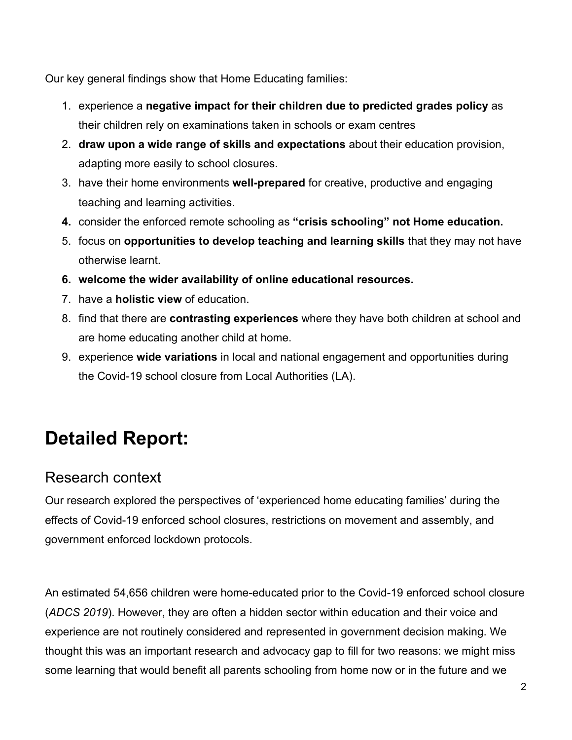Our key general findings show that Home Educating families:

1. experience a **negative impact for their children due to predicted grades policy** as their children rely on examinations taken in schools or exam centres
2. **draw upon a wide range of skills and expectations** about their education provision, adapting more easily to school closures.
3. have their home environments **well-prepared** for creative, productive and engaging teaching and learning activities.
4. consider the enforced remote schooling as **"crisis schooling" not Home education.**
5. focus on **opportunities to develop teaching and learning skills** that they may not have otherwise learnt.
6. **welcome the wider availability of online educational resources.**
7. have a **holistic view** of education.
8. find that there are **contrasting experiences** where they have both children at school and are home educating another child at home.
9. experience **wide variations** in local and national engagement and opportunities during the Covid-19 school closure from Local Authorities (LA).

# Detailed Report:

## Research context

Our research explored the perspectives of 'experienced home educating families' during the effects of Covid-19 enforced school closures, restrictions on movement and assembly, and government enforced lockdown protocols.

An estimated 54,656 children were home-educated prior to the Covid-19 enforced school closure (*ADCS 2019*). However, they are often a hidden sector within education and their voice and experience are not routinely considered and represented in government decision making. We thought this was an important research and advocacy gap to fill for two reasons: we might miss some learning that would benefit all parents schooling from home now or in the future and we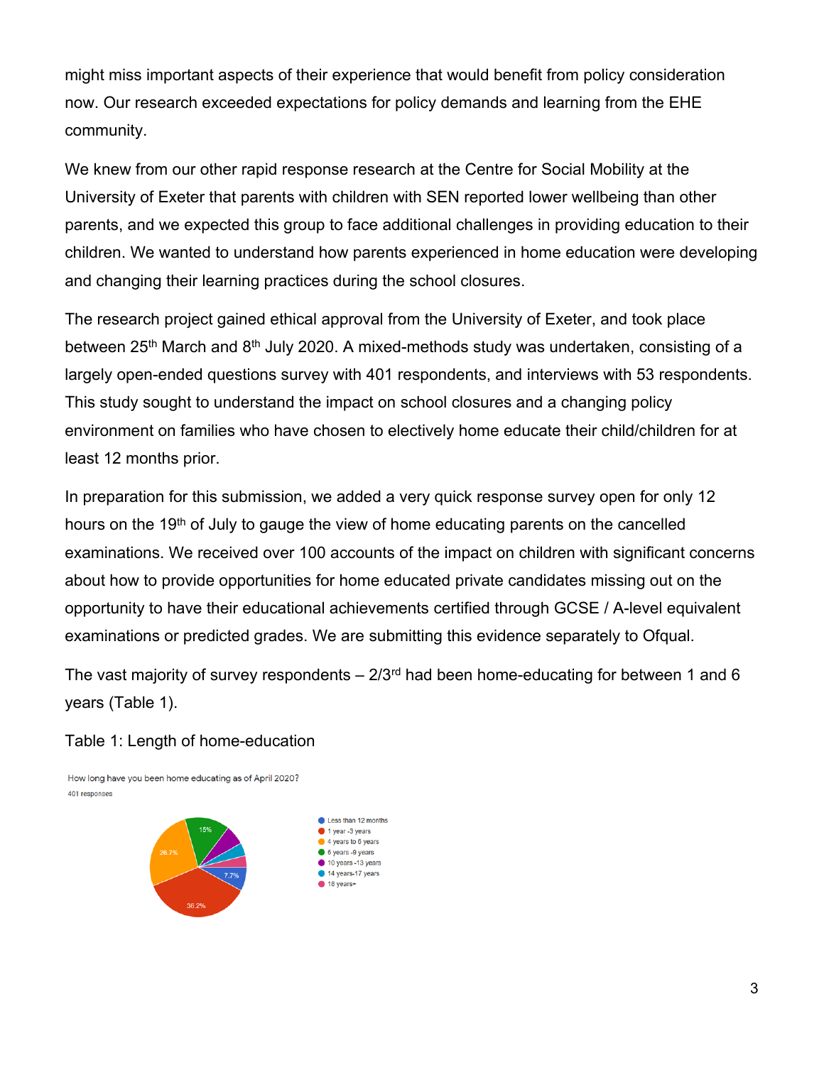might miss important aspects of their experience that would benefit from policy consideration now. Our research exceeded expectations for policy demands and learning from the EHE community.

We knew from our other rapid response research at the Centre for Social Mobility at the University of Exeter that parents with children with SEN reported lower wellbeing than other parents, and we expected this group to face additional challenges in providing education to their children. We wanted to understand how parents experienced in home education were developing and changing their learning practices during the school closures.

The research project gained ethical approval from the University of Exeter, and took place between 25th March and 8th July 2020. A mixed-methods study was undertaken, consisting of a largely open-ended questions survey with 401 respondents, and interviews with 53 respondents. This study sought to understand the impact on school closures and a changing policy environment on families who have chosen to electively home educate their child/children for at least 12 months prior.

In preparation for this submission, we added a very quick response survey open for only 12 hours on the 19th of July to gauge the view of home educating parents on the cancelled examinations. We received over 100 accounts of the impact on children with significant concerns about how to provide opportunities for home educated private candidates missing out on the opportunity to have their educational achievements certified through GCSE / A-level equivalent examinations or predicted grades. We are submitting this evidence separately to Ofqual.

The vast majority of survey respondents – 2/3rd had been home-educating for between 1 and 6 years (Table 1).

Table 1: Length of home-education

How long have you been home educating as of April 2020?
401 responses

- Less than 12 months (7.7%)
- 1 year -3 years (36.2%)
- 4 years to 6 years (26.7%)
- 6 years -9 years (15%)
- 10 years -13 years
- 14 years-17 years
- 18 years+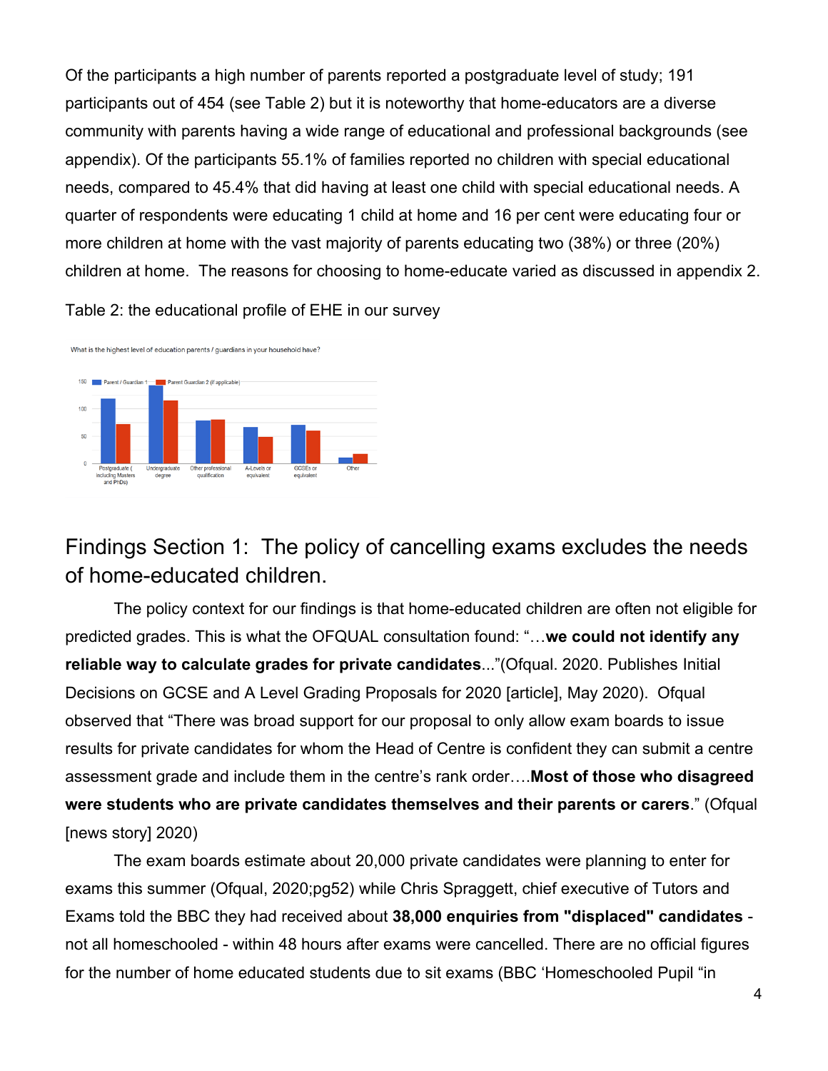Of the participants a high number of parents reported a postgraduate level of study; 191 participants out of 454 (see Table 2) but it is noteworthy that home-educators are a diverse community with parents having a wide range of educational and professional backgrounds (see appendix). Of the participants 55.1% of families reported no children with special educational needs, compared to 45.4% that did having at least one child with special educational needs. A quarter of respondents were educating 1 child at home and 16 per cent were educating four or more children at home with the vast majority of parents educating two (38%) or three (20%) children at home. The reasons for choosing to home-educate varied as discussed in appendix 2.

Table 2: the educational profile of EHE in our survey

## Findings Section 1: The policy of cancelling exams excludes the needs of home-educated children.

The policy context for our findings is that home-educated children are often not eligible for predicted grades. This is what the OFQUAL consultation found: "…**we could not identify any reliable way to calculate grades for private candidates**..."(Ofqual. 2020. Publishes Initial Decisions on GCSE and A Level Grading Proposals for 2020 [article], May 2020). Ofqual observed that "There was broad support for our proposal to only allow exam boards to issue results for private candidates for whom the Head of Centre is confident they can submit a centre assessment grade and include them in the centre's rank order….**Most of those who disagreed were students who are private candidates themselves and their parents or carers**." (Ofqual [news story] 2020)

The exam boards estimate about 20,000 private candidates were planning to enter for exams this summer (Ofqual, 2020;pg52) while Chris Spraggett, chief executive of Tutors and Exams told the BBC they had received about **38,000 enquiries from "displaced" candidates** - not all homeschooled - within 48 hours after exams were cancelled. There are no official figures for the number of home educated students due to sit exams (BBC 'Homeschooled Pupil "in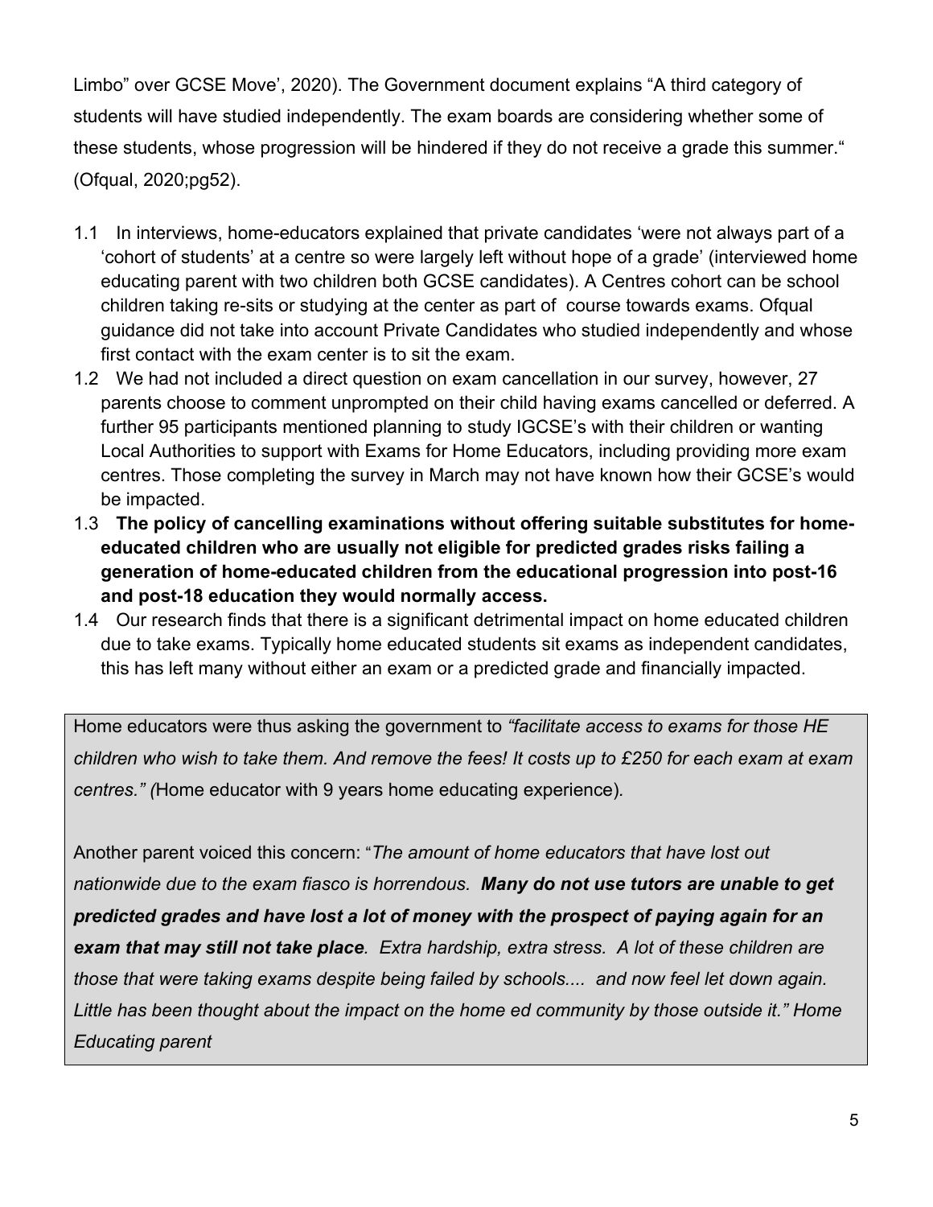Limbo" over GCSE Move', 2020). The Government document explains "A third category of students will have studied independently. The exam boards are considering whether some of these students, whose progression will be hindered if they do not receive a grade this summer." (Ofqual, 2020;pg52).

1.1 In interviews, home-educators explained that private candidates 'were not always part of a 'cohort of students' at a centre so were largely left without hope of a grade' (interviewed home educating parent with two children both GCSE candidates). A Centres cohort can be school children taking re-sits or studying at the center as part of course towards exams. Ofqual guidance did not take into account Private Candidates who studied independently and whose first contact with the exam center is to sit the exam.
1.2 We had not included a direct question on exam cancellation in our survey, however, 27 parents choose to comment unprompted on their child having exams cancelled or deferred. A further 95 participants mentioned planning to study IGCSE's with their children or wanting Local Authorities to support with Exams for Home Educators, including providing more exam centres. Those completing the survey in March may not have known how their GCSE's would be impacted.
1.3 **The policy of cancelling examinations without offering suitable substitutes for home-educated children who are usually not eligible for predicted grades risks failing a generation of home-educated children from the educational progression into post-16 and post-18 education they would normally access.**
1.4 Our research finds that there is a significant detrimental impact on home educated children due to take exams. Typically home educated students sit exams as independent candidates, this has left many without either an exam or a predicted grade and financially impacted.

Home educators were thus asking the government to *"facilitate access to exams for those HE children who wish to take them. And remove the fees! It costs up to £250 for each exam at exam centres." (*Home educator with 9 years home educating experience)*.*

Another parent voiced this concern: "*The amount of home educators that have lost out nationwide due to the exam fiasco is horrendous.* ***Many do not use tutors are unable to get predicted grades and have lost a lot of money with the prospect of paying again for an exam that may still not take place****. Extra hardship, extra stress. A lot of these children are those that were taking exams despite being failed by schools.... and now feel let down again. Little has been thought about the impact on the home ed community by those outside it." Home Educating parent*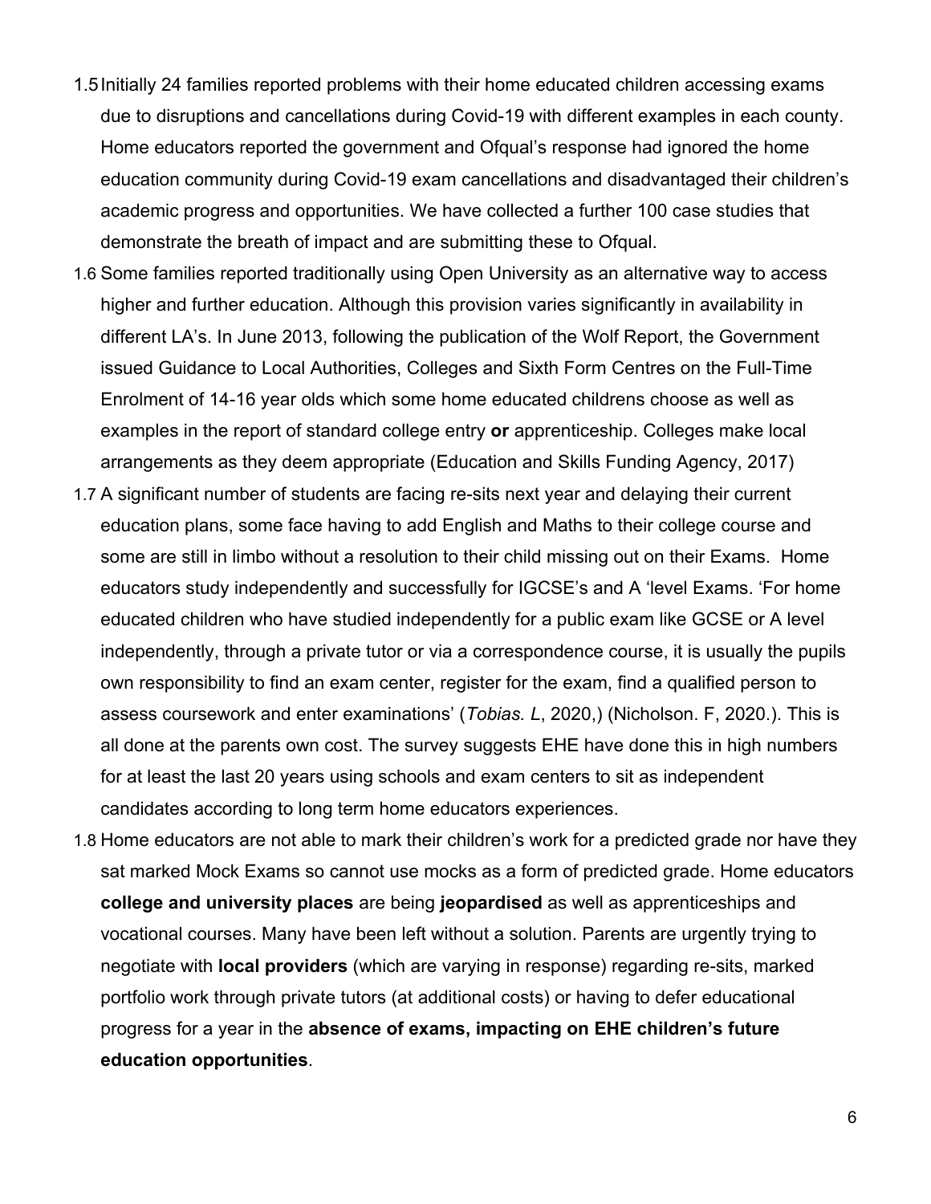1.5 Initially 24 families reported problems with their home educated children accessing exams due to disruptions and cancellations during Covid-19 with different examples in each county. Home educators reported the government and Ofqual's response had ignored the home education community during Covid-19 exam cancellations and disadvantaged their children's academic progress and opportunities. We have collected a further 100 case studies that demonstrate the breath of impact and are submitting these to Ofqual.

1.6 Some families reported traditionally using Open University as an alternative way to access higher and further education. Although this provision varies significantly in availability in different LA's. In June 2013, following the publication of the Wolf Report, the Government issued Guidance to Local Authorities, Colleges and Sixth Form Centres on the Full-Time Enrolment of 14-16 year olds which some home educated childrens choose as well as examples in the report of standard college entry **or** apprenticeship. Colleges make local arrangements as they deem appropriate (Education and Skills Funding Agency, 2017)

1.7 A significant number of students are facing re-sits next year and delaying their current education plans, some face having to add English and Maths to their college course and some are still in limbo without a resolution to their child missing out on their Exams. Home educators study independently and successfully for IGCSE's and A 'level Exams. 'For home educated children who have studied independently for a public exam like GCSE or A level independently, through a private tutor or via a correspondence course, it is usually the pupils own responsibility to find an exam center, register for the exam, find a qualified person to assess coursework and enter examinations' (*Tobias. L*, 2020,) (Nicholson. F, 2020.). This is all done at the parents own cost. The survey suggests EHE have done this in high numbers for at least the last 20 years using schools and exam centers to sit as independent candidates according to long term home educators experiences.

1.8 Home educators are not able to mark their children's work for a predicted grade nor have they sat marked Mock Exams so cannot use mocks as a form of predicted grade. Home educators **college and university places** are being **jeopardised** as well as apprenticeships and vocational courses. Many have been left without a solution. Parents are urgently trying to negotiate with **local providers** (which are varying in response) regarding re-sits, marked portfolio work through private tutors (at additional costs) or having to defer educational progress for a year in the **absence of exams, impacting on EHE children's future education opportunities**.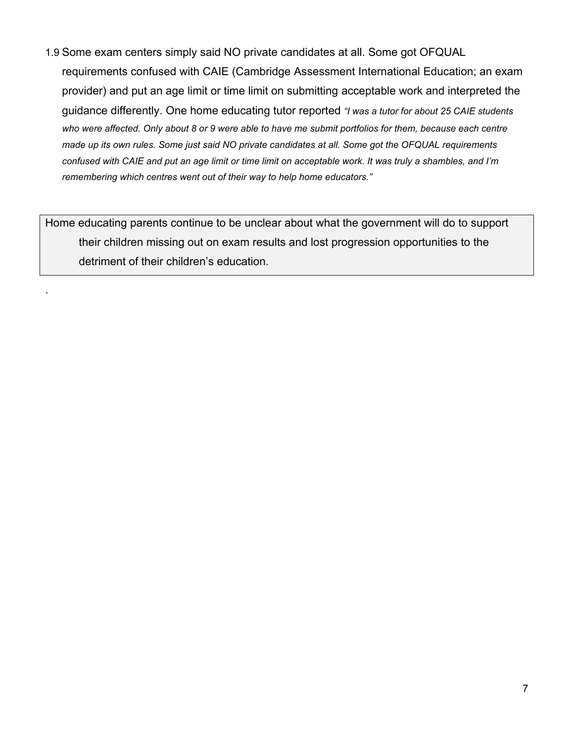1.9 Some exam centers simply said NO private candidates at all. Some got OFQUAL requirements confused with CAIE (Cambridge Assessment International Education; an exam provider) and put an age limit or time limit on submitting acceptable work and interpreted the guidance differently. One home educating tutor reported *"I was a tutor for about 25 CAIE students who were affected. Only about 8 or 9 were able to have me submit portfolios for them, because each centre made up its own rules. Some just said NO private candidates at all. Some got the OFQUAL requirements confused with CAIE and put an age limit or time limit on acceptable work. It was truly a shambles, and I'm remembering which centres went out of their way to help home educators."*

> Home educating parents continue to be unclear about what the government will do to support their children missing out on exam results and lost progression opportunities to the detriment of their children's education.

.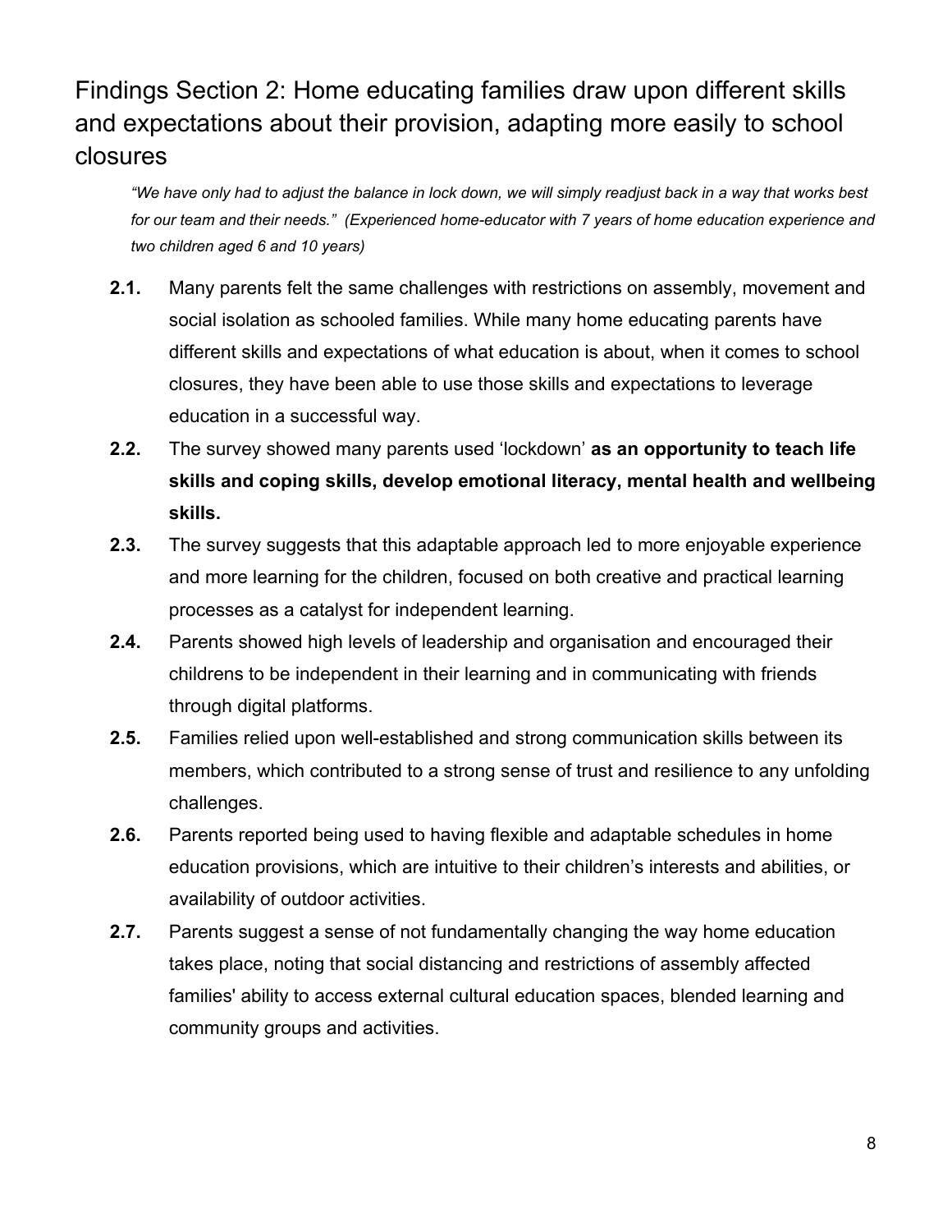## Findings Section 2: Home educating families draw upon different skills and expectations about their provision, adapting more easily to school closures

> *"We have only had to adjust the balance in lock down, we will simply readjust back in a way that works best for our team and their needs." (Experienced home-educator with 7 years of home education experience and two children aged 6 and 10 years)*

**2.1.** Many parents felt the same challenges with restrictions on assembly, movement and social isolation as schooled families. While many home educating parents have different skills and expectations of what education is about, when it comes to school closures, they have been able to use those skills and expectations to leverage education in a successful way.

**2.2.** The survey showed many parents used 'lockdown' **as an opportunity to teach life skills and coping skills, develop emotional literacy, mental health and wellbeing skills.**

**2.3.** The survey suggests that this adaptable approach led to more enjoyable experience and more learning for the children, focused on both creative and practical learning processes as a catalyst for independent learning.

**2.4.** Parents showed high levels of leadership and organisation and encouraged their childrens to be independent in their learning and in communicating with friends through digital platforms.

**2.5.** Families relied upon well-established and strong communication skills between its members, which contributed to a strong sense of trust and resilience to any unfolding challenges.

**2.6.** Parents reported being used to having flexible and adaptable schedules in home education provisions, which are intuitive to their children's interests and abilities, or availability of outdoor activities.

**2.7.** Parents suggest a sense of not fundamentally changing the way home education takes place, noting that social distancing and restrictions of assembly affected families' ability to access external cultural education spaces, blended learning and community groups and activities.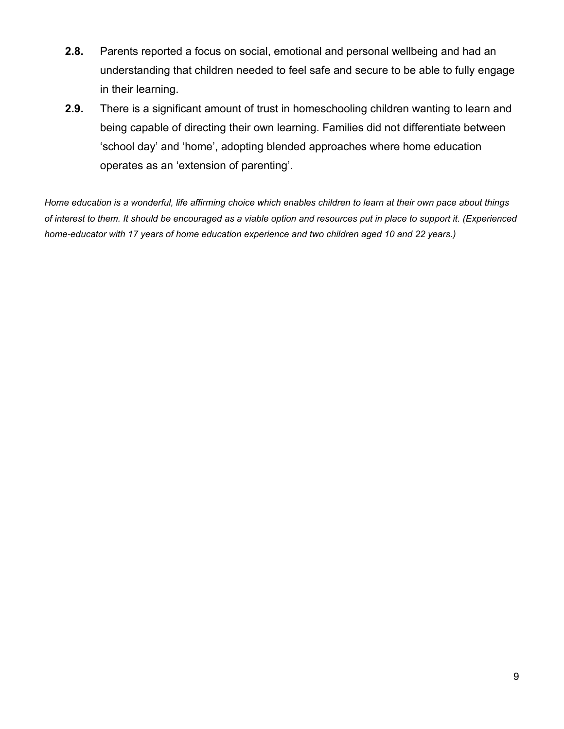**2.8.** Parents reported a focus on social, emotional and personal wellbeing and had an understanding that children needed to feel safe and secure to be able to fully engage in their learning.

**2.9.** There is a significant amount of trust in homeschooling children wanting to learn and being capable of directing their own learning. Families did not differentiate between 'school day' and 'home', adopting blended approaches where home education operates as an 'extension of parenting'.

*Home education is a wonderful, life affirming choice which enables children to learn at their own pace about things of interest to them. It should be encouraged as a viable option and resources put in place to support it. (Experienced home-educator with 17 years of home education experience and two children aged 10 and 22 years.)*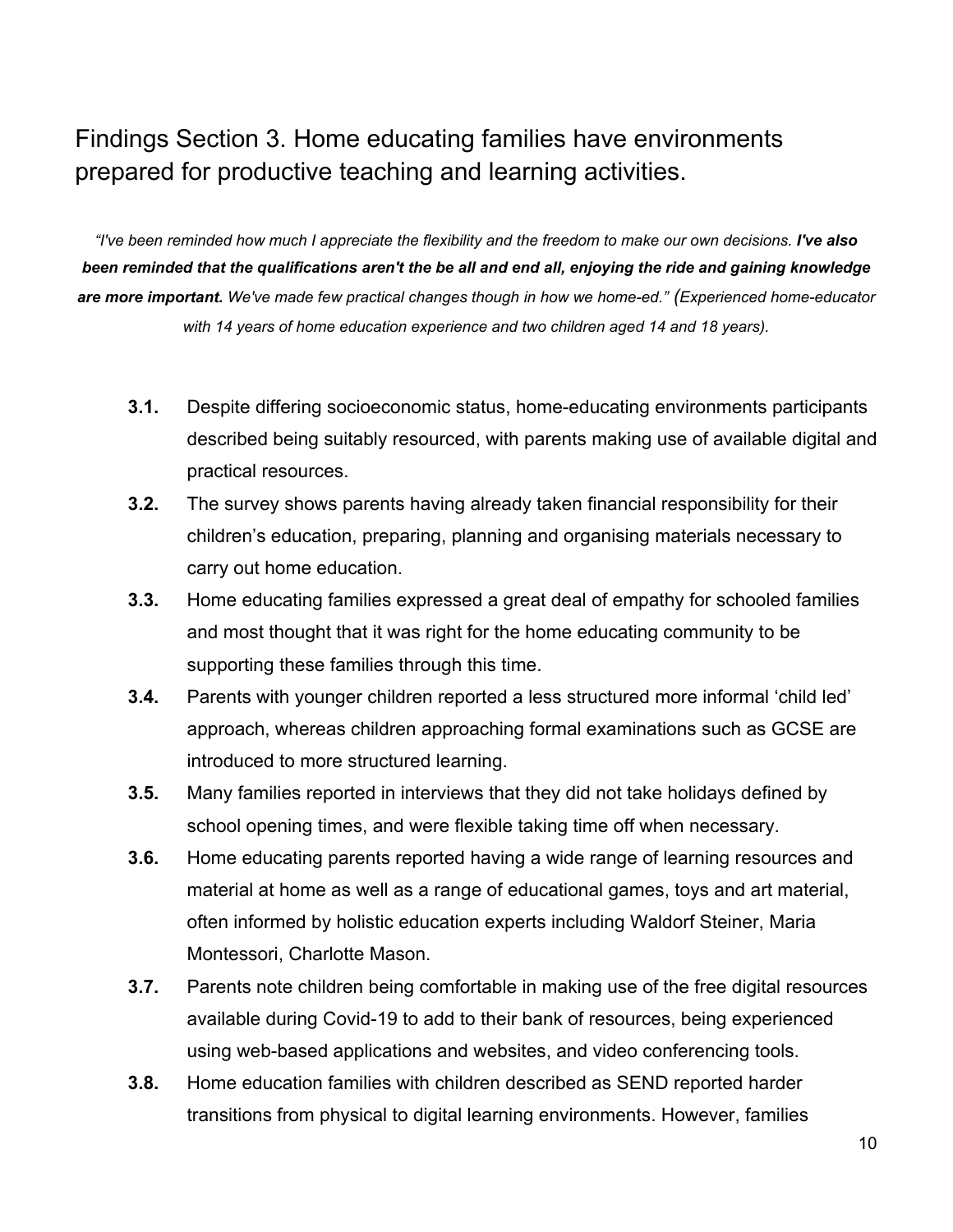## Findings Section 3. Home educating families have environments prepared for productive teaching and learning activities.

*"I've been reminded how much I appreciate the flexibility and the freedom to make our own decisions.* ***I've also been reminded that the qualifications aren't the be all and end all, enjoying the ride and gaining knowledge are more important.*** *We've made few practical changes though in how we home-ed." (Experienced home-educator with 14 years of home education experience and two children aged 14 and 18 years).*

- **3.1.** Despite differing socioeconomic status, home-educating environments participants described being suitably resourced, with parents making use of available digital and practical resources.
- **3.2.** The survey shows parents having already taken financial responsibility for their children's education, preparing, planning and organising materials necessary to carry out home education.
- **3.3.** Home educating families expressed a great deal of empathy for schooled families and most thought that it was right for the home educating community to be supporting these families through this time.
- **3.4.** Parents with younger children reported a less structured more informal 'child led' approach, whereas children approaching formal examinations such as GCSE are introduced to more structured learning.
- **3.5.** Many families reported in interviews that they did not take holidays defined by school opening times, and were flexible taking time off when necessary.
- **3.6.** Home educating parents reported having a wide range of learning resources and material at home as well as a range of educational games, toys and art material, often informed by holistic education experts including Waldorf Steiner, Maria Montessori, Charlotte Mason.
- **3.7.** Parents note children being comfortable in making use of the free digital resources available during Covid-19 to add to their bank of resources, being experienced using web-based applications and websites, and video conferencing tools.
- **3.8.** Home education families with children described as SEND reported harder transitions from physical to digital learning environments. However, families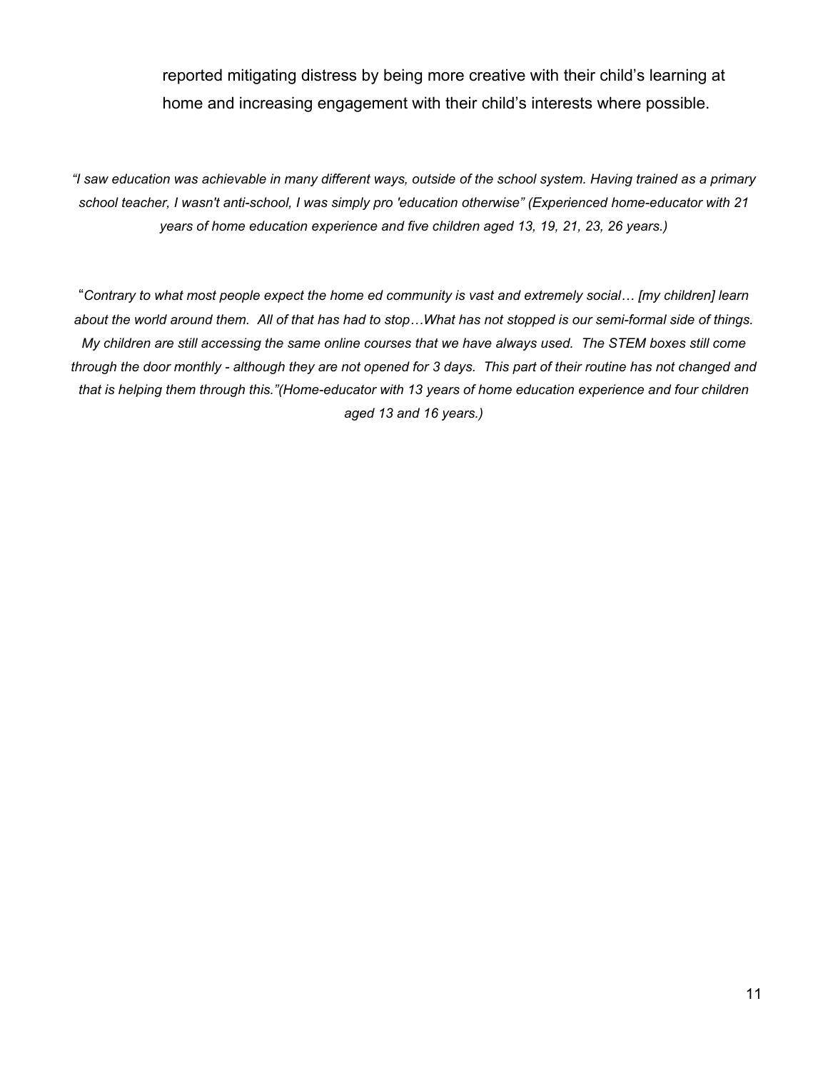reported mitigating distress by being more creative with their child's learning at home and increasing engagement with their child's interests where possible.

*"I saw education was achievable in many different ways, outside of the school system. Having trained as a primary school teacher, I wasn't anti-school, I was simply pro 'education otherwise" (Experienced home-educator with 21 years of home education experience and five children aged 13, 19, 21, 23, 26 years.)*

"*Contrary to what most people expect the home ed community is vast and extremely social… [my children] learn about the world around them. All of that has had to stop…What has not stopped is our semi-formal side of things. My children are still accessing the same online courses that we have always used. The STEM boxes still come through the door monthly - although they are not opened for 3 days. This part of their routine has not changed and that is helping them through this."(Home-educator with 13 years of home education experience and four children aged 13 and 16 years.)*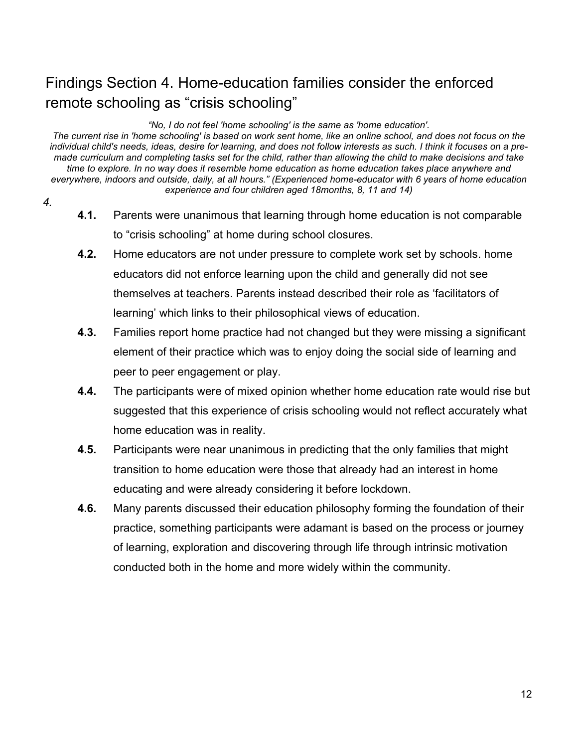## Findings Section 4. Home-education families consider the enforced remote schooling as “crisis schooling”

*“No, I do not feel 'home schooling' is the same as 'home education'. The current rise in 'home schooling' is based on work sent home, like an online school, and does not focus on the individual child's needs, ideas, desire for learning, and does not follow interests as such. I think it focuses on a pre-made curriculum and completing tasks set for the child, rather than allowing the child to make decisions and take time to explore. In no way does it resemble home education as home education takes place anywhere and everywhere, indoors and outside, daily, at all hours.” (Experienced home-educator with 6 years of home education experience and four children aged 18months, 8, 11 and 14)*

*4.*

- **4.1.** Parents were unanimous that learning through home education is not comparable to “crisis schooling” at home during school closures.
- **4.2.** Home educators are not under pressure to complete work set by schools. home educators did not enforce learning upon the child and generally did not see themselves at teachers. Parents instead described their role as ‘facilitators of learning’ which links to their philosophical views of education.
- **4.3.** Families report home practice had not changed but they were missing a significant element of their practice which was to enjoy doing the social side of learning and peer to peer engagement or play.
- **4.4.** The participants were of mixed opinion whether home education rate would rise but suggested that this experience of crisis schooling would not reflect accurately what home education was in reality.
- **4.5.** Participants were near unanimous in predicting that the only families that might transition to home education were those that already had an interest in home educating and were already considering it before lockdown.
- **4.6.** Many parents discussed their education philosophy forming the foundation of their practice, something participants were adamant is based on the process or journey of learning, exploration and discovering through life through intrinsic motivation conducted both in the home and more widely within the community.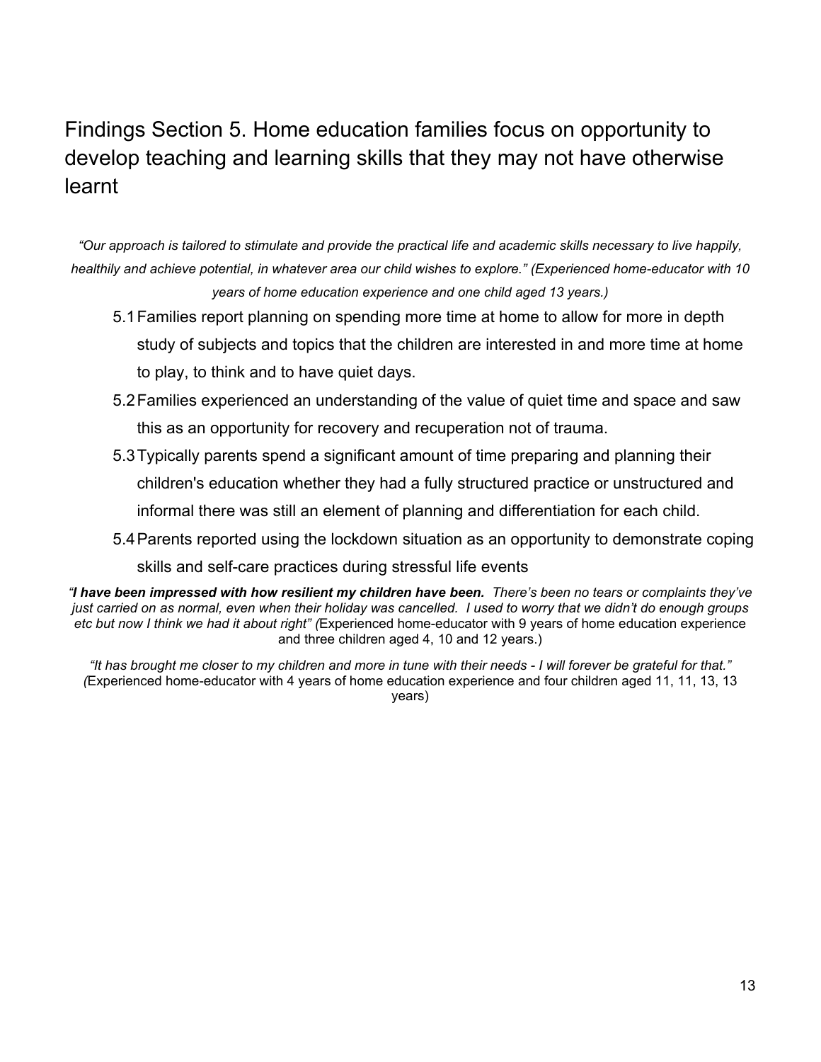## Findings Section 5. Home education families focus on opportunity to develop teaching and learning skills that they may not have otherwise learnt

*"Our approach is tailored to stimulate and provide the practical life and academic skills necessary to live happily, healthily and achieve potential, in whatever area our child wishes to explore." (Experienced home-educator with 10 years of home education experience and one child aged 13 years.)*

5.1 Families report planning on spending more time at home to allow for more in depth study of subjects and topics that the children are interested in and more time at home to play, to think and to have quiet days.

5.2 Families experienced an understanding of the value of quiet time and space and saw this as an opportunity for recovery and recuperation not of trauma.

5.3 Typically parents spend a significant amount of time preparing and planning their children's education whether they had a fully structured practice or unstructured and informal there was still an element of planning and differentiation for each child.

5.4 Parents reported using the lockdown situation as an opportunity to demonstrate coping skills and self-care practices during stressful life events

*"**I have been impressed with how resilient my children have been.** There's been no tears or complaints they've just carried on as normal, even when their holiday was cancelled. I used to worry that we didn't do enough groups etc but now I think we had it about right" (*Experienced home-educator with 9 years of home education experience and three children aged 4, 10 and 12 years.)

*"It has brought me closer to my children and more in tune with their needs - I will forever be grateful for that." (*Experienced home-educator with 4 years of home education experience and four children aged 11, 11, 13, 13 years)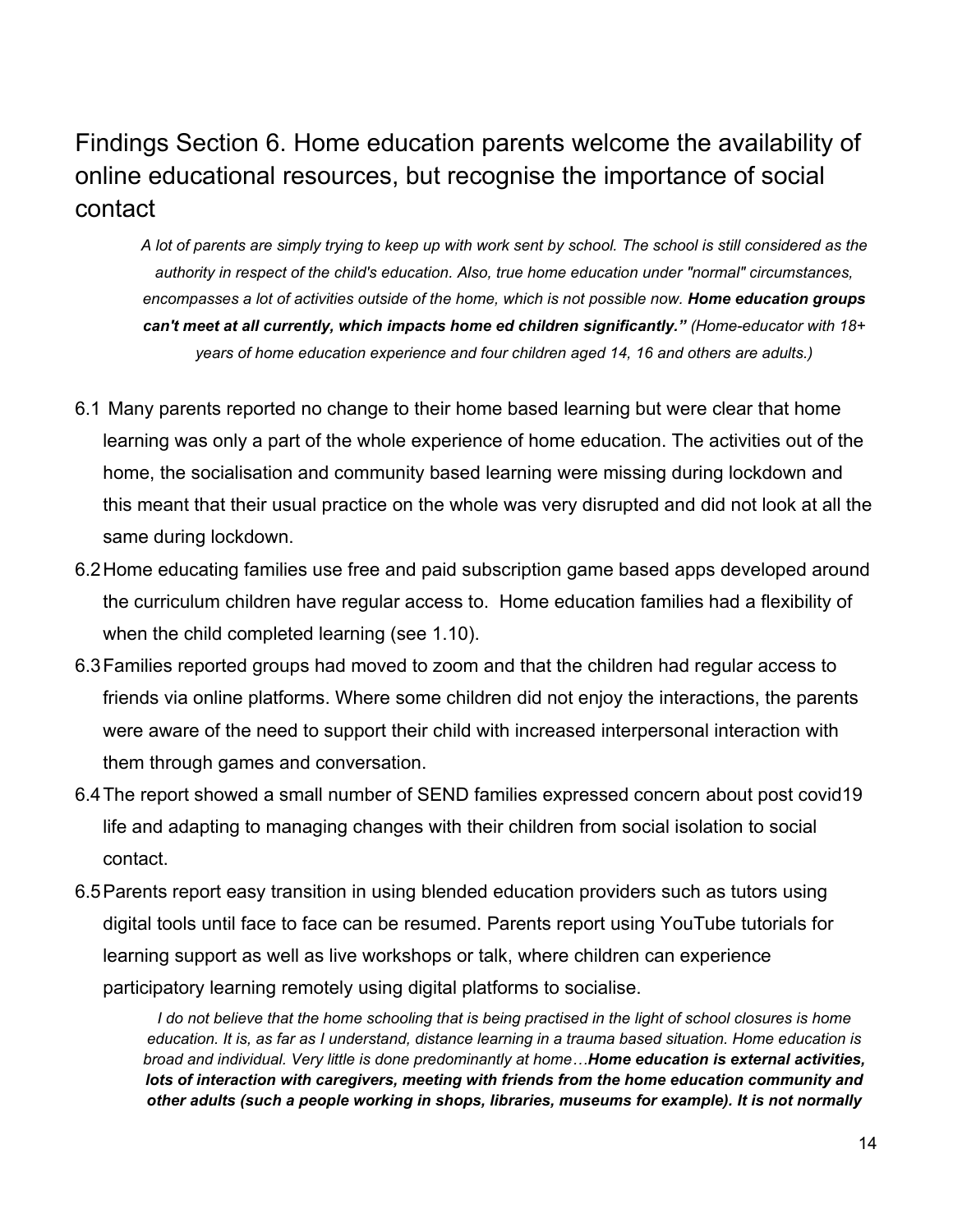## Findings Section 6. Home education parents welcome the availability of online educational resources, but recognise the importance of social contact

> *A lot of parents are simply trying to keep up with work sent by school. The school is still considered as the authority in respect of the child's education. Also, true home education under "normal" circumstances, encompasses a lot of activities outside of the home, which is not possible now.* ***Home education groups can't meet at all currently, which impacts home ed children significantly."*** *(Home-educator with 18+ years of home education experience and four children aged 14, 16 and others are adults.)*

6.1 Many parents reported no change to their home based learning but were clear that home learning was only a part of the whole experience of home education. The activities out of the home, the socialisation and community based learning were missing during lockdown and this meant that their usual practice on the whole was very disrupted and did not look at all the same during lockdown.

6.2 Home educating families use free and paid subscription game based apps developed around the curriculum children have regular access to. Home education families had a flexibility of when the child completed learning (see 1.10).

6.3 Families reported groups had moved to zoom and that the children had regular access to friends via online platforms. Where some children did not enjoy the interactions, the parents were aware of the need to support their child with increased interpersonal interaction with them through games and conversation.

6.4 The report showed a small number of SEND families expressed concern about post covid19 life and adapting to managing changes with their children from social isolation to social contact.

6.5 Parents report easy transition in using blended education providers such as tutors using digital tools until face to face can be resumed. Parents report using YouTube tutorials for learning support as well as live workshops or talk, where children can experience participatory learning remotely using digital platforms to socialise.

> *I do not believe that the home schooling that is being practised in the light of school closures is home education. It is, as far as I understand, distance learning in a trauma based situation. Home education is broad and individual. Very little is done predominantly at home…* ***Home education is external activities, lots of interaction with caregivers, meeting with friends from the home education community and other adults (such a people working in shops, libraries, museums for example). It is not normally***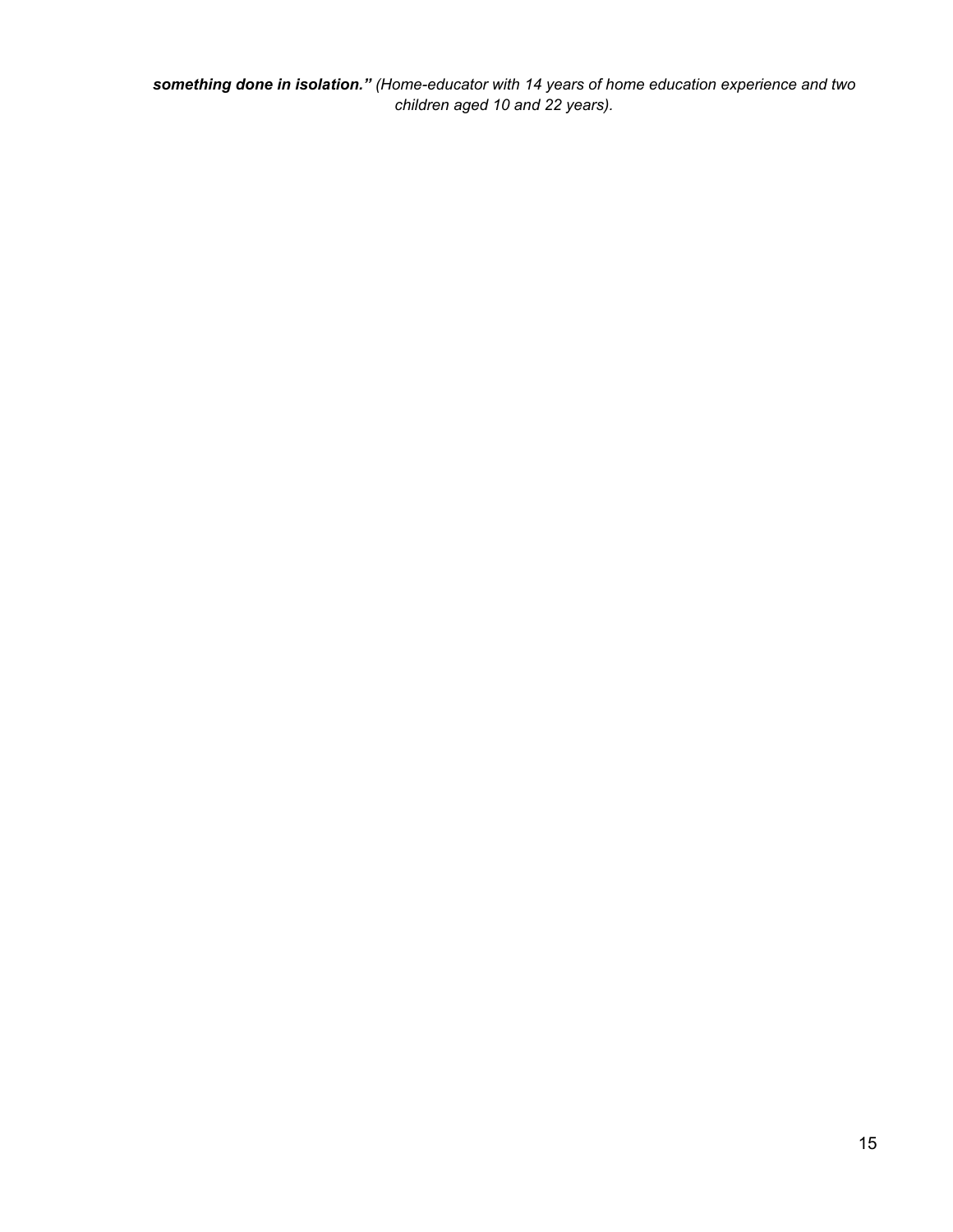***something done in isolation."*** *(Home-educator with 14 years of home education experience and two children aged 10 and 22 years).*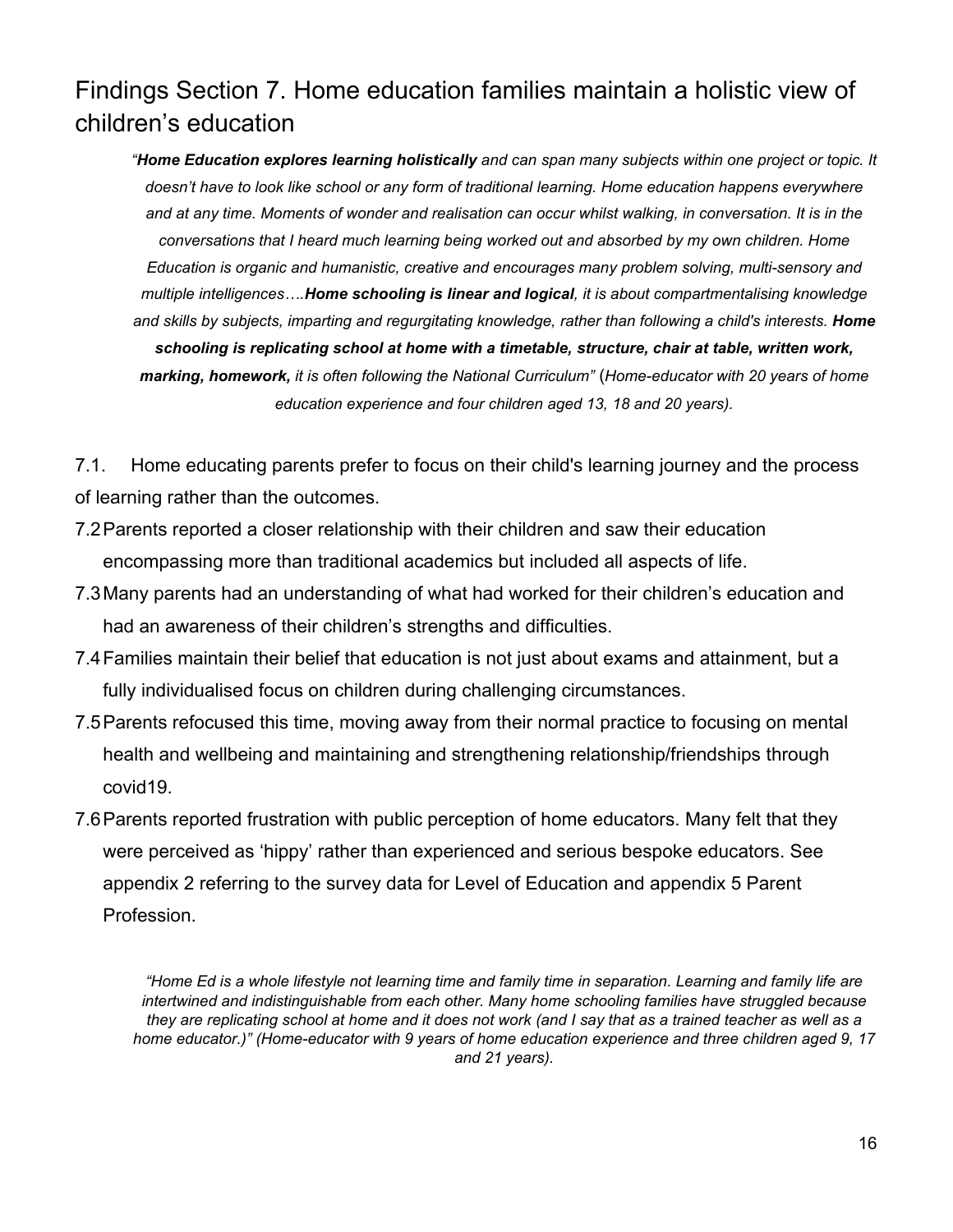## Findings Section 7. Home education families maintain a holistic view of children's education

> *"**Home Education explores learning holistically** and can span many subjects within one project or topic. It doesn't have to look like school or any form of traditional learning. Home education happens everywhere and at any time. Moments of wonder and realisation can occur whilst walking, in conversation. It is in the conversations that I heard much learning being worked out and absorbed by my own children. Home Education is organic and humanistic, creative and encourages many problem solving, multi-sensory and multiple intelligences….**Home schooling is linear and logical**, it is about compartmentalising knowledge and skills by subjects, imparting and regurgitating knowledge, rather than following a child's interests. **Home schooling is replicating school at home with a timetable, structure, chair at table, written work, marking, homework,** it is often following the National Curriculum"* (*Home-educator with 20 years of home education experience and four children aged 13, 18 and 20 years).*

7.1. Home educating parents prefer to focus on their child's learning journey and the process of learning rather than the outcomes.

7.2 Parents reported a closer relationship with their children and saw their education encompassing more than traditional academics but included all aspects of life.

7.3 Many parents had an understanding of what had worked for their children's education and had an awareness of their children's strengths and difficulties.

7.4 Families maintain their belief that education is not just about exams and attainment, but a fully individualised focus on children during challenging circumstances.

7.5 Parents refocused this time, moving away from their normal practice to focusing on mental health and wellbeing and maintaining and strengthening relationship/friendships through covid19.

7.6 Parents reported frustration with public perception of home educators. Many felt that they were perceived as 'hippy' rather than experienced and serious bespoke educators. See appendix 2 referring to the survey data for Level of Education and appendix 5 Parent Profession.

> *"Home Ed is a whole lifestyle not learning time and family time in separation. Learning and family life are intertwined and indistinguishable from each other. Many home schooling families have struggled because they are replicating school at home and it does not work (and I say that as a trained teacher as well as a home educator.)" (Home-educator with 9 years of home education experience and three children aged 9, 17 and 21 years).*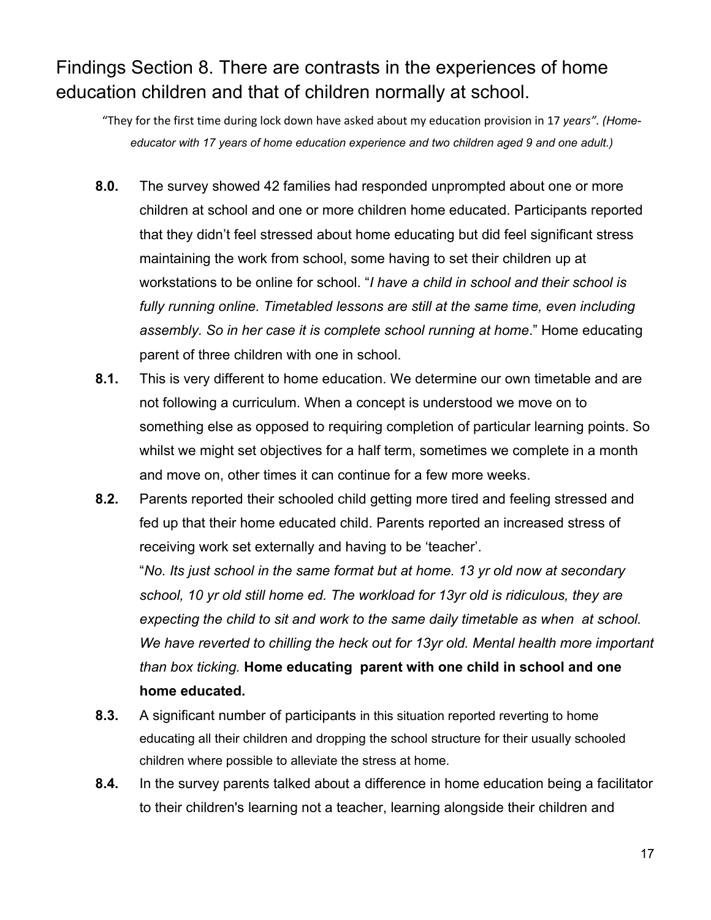## Findings Section 8. There are contrasts in the experiences of home education children and that of children normally at school.

"They for the first time during lock down have asked about my education provision in 17 *years". (Home-educator with 17 years of home education experience and two children aged 9 and one adult.)*

**8.0.** The survey showed 42 families had responded unprompted about one or more children at school and one or more children home educated. Participants reported that they didn't feel stressed about home educating but did feel significant stress maintaining the work from school, some having to set their children up at workstations to be online for school. "*I have a child in school and their school is fully running online. Timetabled lessons are still at the same time, even including assembly. So in her case it is complete school running at home*." Home educating parent of three children with one in school.

**8.1.** This is very different to home education. We determine our own timetable and are not following a curriculum. When a concept is understood we move on to something else as opposed to requiring completion of particular learning points. So whilst we might set objectives for a half term, sometimes we complete in a month and move on, other times it can continue for a few more weeks.

**8.2.** Parents reported their schooled child getting more tired and feeling stressed and fed up that their home educated child. Parents reported an increased stress of receiving work set externally and having to be 'teacher'.
"*No. Its just school in the same format but at home. 13 yr old now at secondary school, 10 yr old still home ed. The workload for 13yr old is ridiculous, they are expecting the child to sit and work to the same daily timetable as when at school. We have reverted to chilling the heck out for 13yr old. Mental health more important than box ticking.* **Home educating parent with one child in school and one home educated.**

**8.3.** A significant number of participants in this situation reported reverting to home educating all their children and dropping the school structure for their usually schooled children where possible to alleviate the stress at home.

**8.4.** In the survey parents talked about a difference in home education being a facilitator to their children's learning not a teacher, learning alongside their children and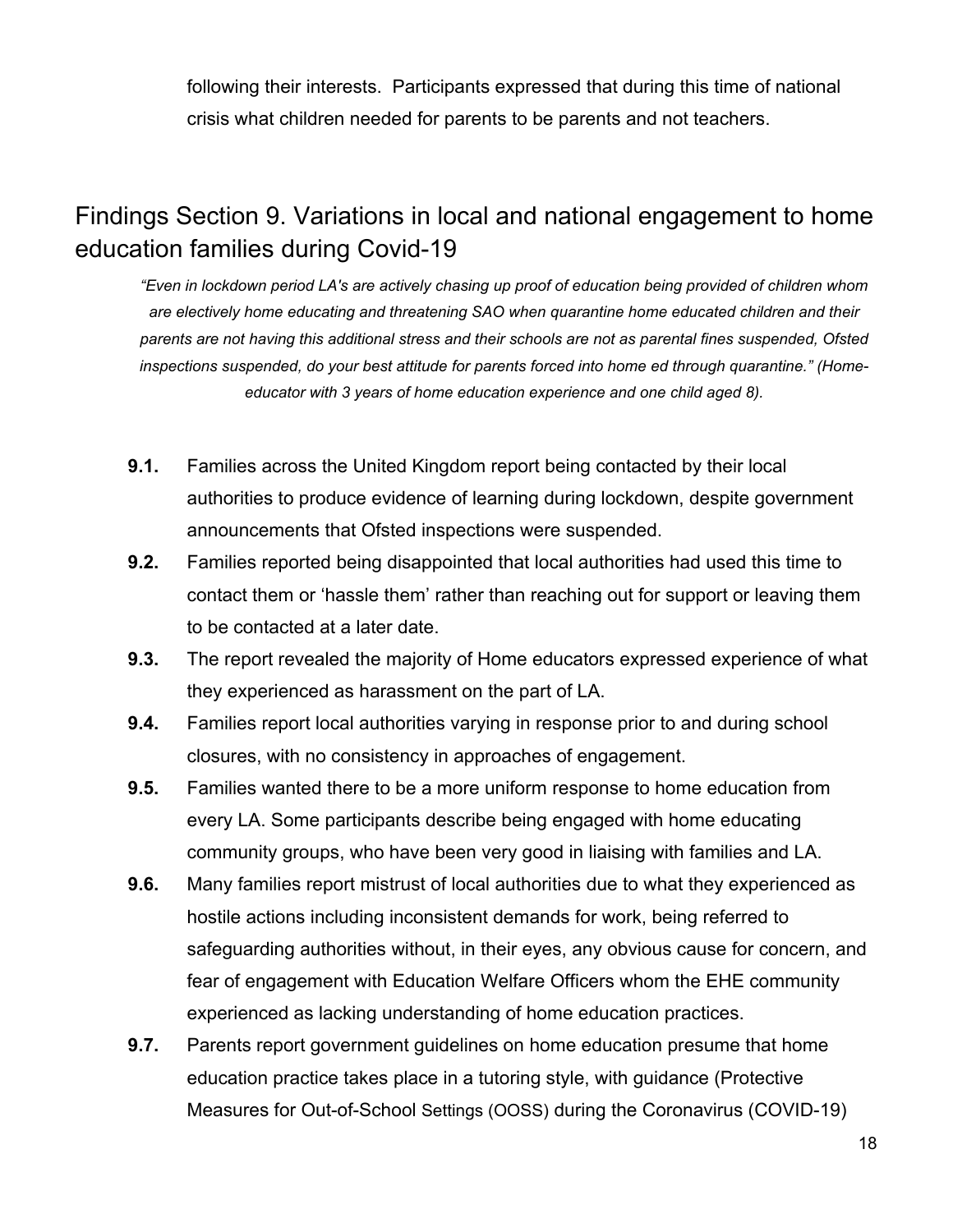following their interests. Participants expressed that during this time of national crisis what children needed for parents to be parents and not teachers.

## Findings Section 9. Variations in local and national engagement to home education families during Covid-19

*"Even in lockdown period LA's are actively chasing up proof of education being provided of children whom are electively home educating and threatening SAO when quarantine home educated children and their parents are not having this additional stress and their schools are not as parental fines suspended, Ofsted inspections suspended, do your best attitude for parents forced into home ed through quarantine." (Home-educator with 3 years of home education experience and one child aged 8).*

**9.1.** Families across the United Kingdom report being contacted by their local authorities to produce evidence of learning during lockdown, despite government announcements that Ofsted inspections were suspended.

**9.2.** Families reported being disappointed that local authorities had used this time to contact them or 'hassle them' rather than reaching out for support or leaving them to be contacted at a later date.

**9.3.** The report revealed the majority of Home educators expressed experience of what they experienced as harassment on the part of LA.

**9.4.** Families report local authorities varying in response prior to and during school closures, with no consistency in approaches of engagement.

**9.5.** Families wanted there to be a more uniform response to home education from every LA. Some participants describe being engaged with home educating community groups, who have been very good in liaising with families and LA.

**9.6.** Many families report mistrust of local authorities due to what they experienced as hostile actions including inconsistent demands for work, being referred to safeguarding authorities without, in their eyes, any obvious cause for concern, and fear of engagement with Education Welfare Officers whom the EHE community experienced as lacking understanding of home education practices.

**9.7.** Parents report government guidelines on home education presume that home education practice takes place in a tutoring style, with guidance (Protective Measures for Out-of-School Settings (OOSS) during the Coronavirus (COVID-19)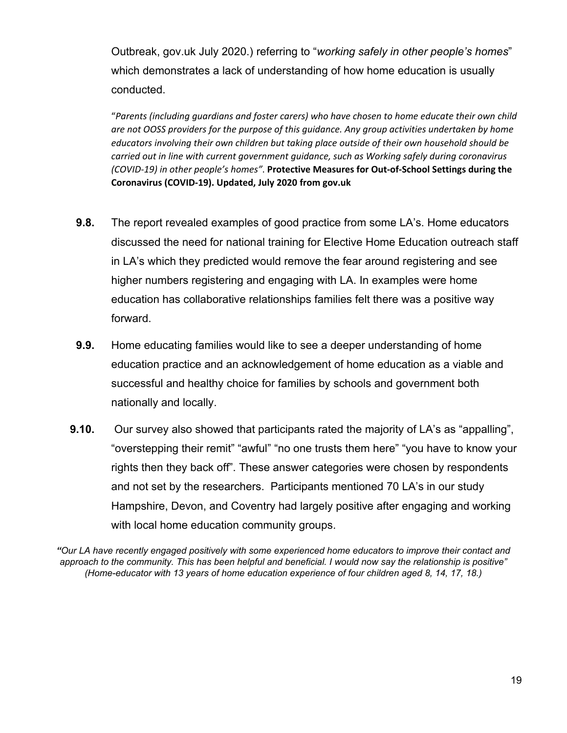Outbreak, gov.uk July 2020.) referring to "*working safely in other people's homes*" which demonstrates a lack of understanding of how home education is usually conducted.

> "*Parents (including guardians and foster carers) who have chosen to home educate their own child are not OOSS providers for the purpose of this guidance. Any group activities undertaken by home educators involving their own children but taking place outside of their own household should be carried out in line with current government guidance, such as Working safely during coronavirus (COVID-19) in other people's homes"*. **Protective Measures for Out-of-School Settings during the Coronavirus (COVID-19). Updated, July 2020 from gov.uk**

**9.8.** The report revealed examples of good practice from some LA's. Home educators discussed the need for national training for Elective Home Education outreach staff in LA's which they predicted would remove the fear around registering and see higher numbers registering and engaging with LA. In examples were home education has collaborative relationships families felt there was a positive way forward.

**9.9.** Home educating families would like to see a deeper understanding of home education practice and an acknowledgement of home education as a viable and successful and healthy choice for families by schools and government both nationally and locally.

**9.10.** Our survey also showed that participants rated the majority of LA's as "appalling", "overstepping their remit" "awful" "no one trusts them here" "you have to know your rights then they back off". These answer categories were chosen by respondents and not set by the researchers. Participants mentioned 70 LA's in our study Hampshire, Devon, and Coventry had largely positive after engaging and working with local home education community groups.

*"Our LA have recently engaged positively with some experienced home educators to improve their contact and approach to the community. This has been helpful and beneficial. I would now say the relationship is positive" (Home-educator with 13 years of home education experience of four children aged 8, 14, 17, 18.)*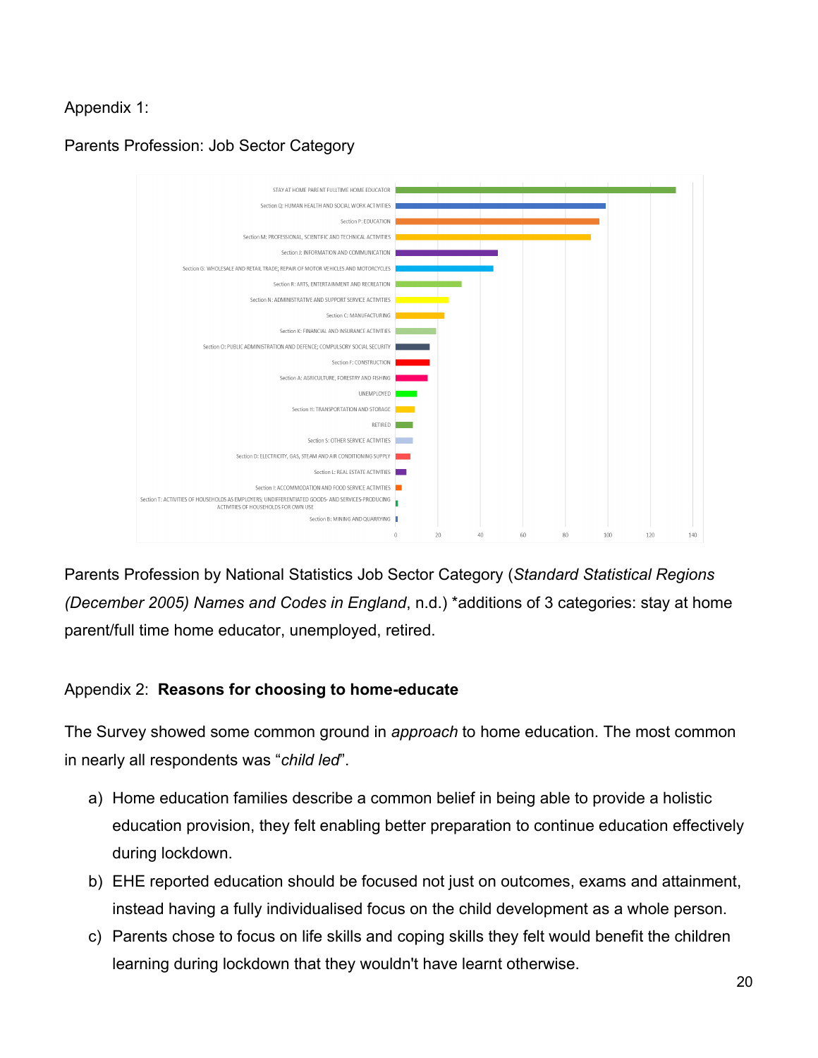Appendix 1:

Parents Profession: Job Sector Category

Parents Profession by National Statistics Job Sector Category (*Standard Statistical Regions (December 2005) Names and Codes in England*, n.d.) *additions of 3 categories: stay at home parent/full time home educator, unemployed, retired.

Appendix 2: **Reasons for choosing to home-educate**

The Survey showed some common ground in *approach* to home education. The most common in nearly all respondents was "*child led*".

a) Home education families describe a common belief in being able to provide a holistic education provision, they felt enabling better preparation to continue education effectively during lockdown.
b) EHE reported education should be focused not just on outcomes, exams and attainment, instead having a fully individualised focus on the child development as a whole person.
c) Parents chose to focus on life skills and coping skills they felt would benefit the children learning during lockdown that they wouldn't have learnt otherwise.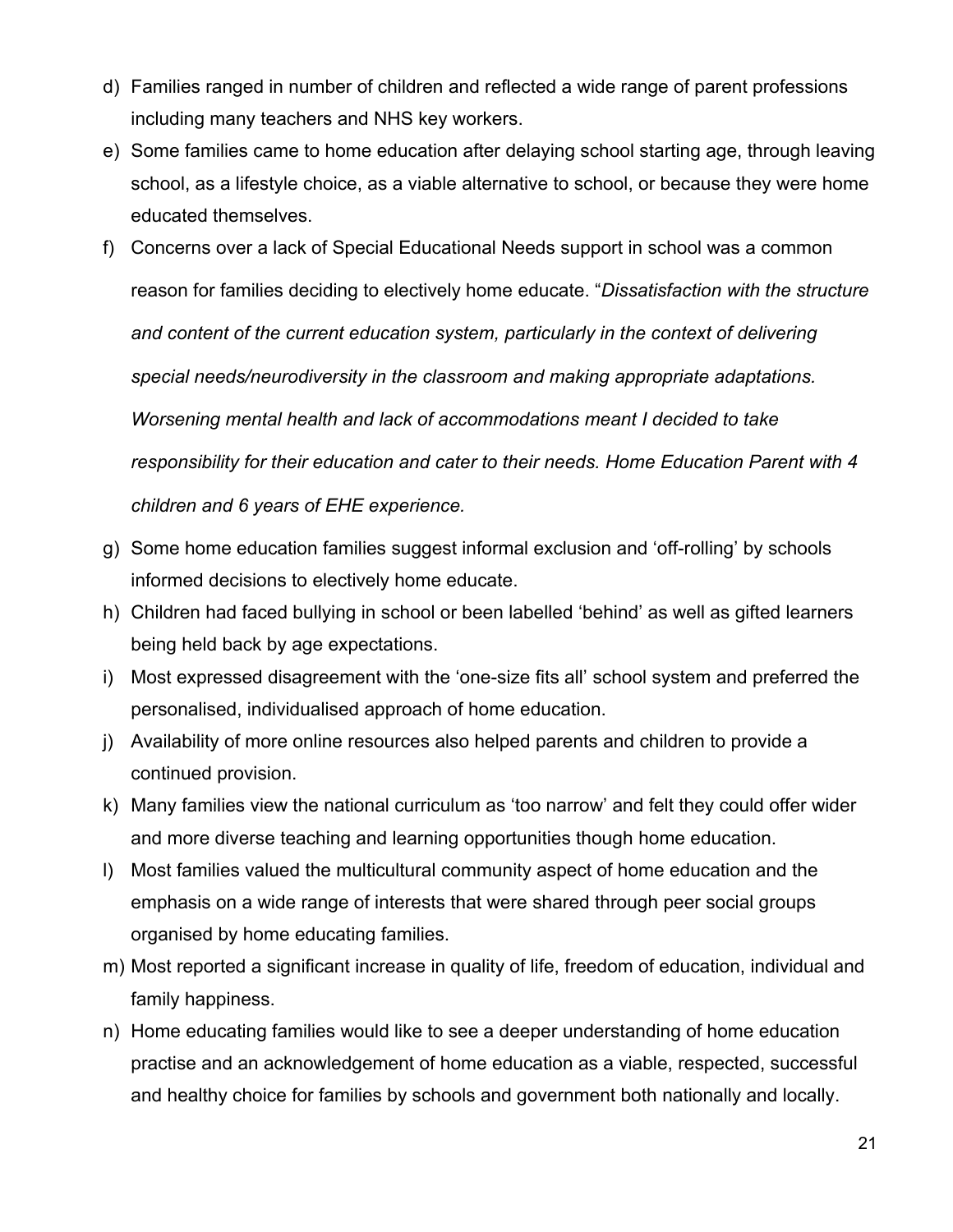d) Families ranged in number of children and reflected a wide range of parent professions including many teachers and NHS key workers.

e) Some families came to home education after delaying school starting age, through leaving school, as a lifestyle choice, as a viable alternative to school, or because they were home educated themselves.

f) Concerns over a lack of Special Educational Needs support in school was a common reason for families deciding to electively home educate. "*Dissatisfaction with the structure and content of the current education system, particularly in the context of delivering special needs/neurodiversity in the classroom and making appropriate adaptations. Worsening mental health and lack of accommodations meant I decided to take responsibility for their education and cater to their needs. Home Education Parent with 4 children and 6 years of EHE experience.*

g) Some home education families suggest informal exclusion and 'off-rolling' by schools informed decisions to electively home educate.

h) Children had faced bullying in school or been labelled 'behind' as well as gifted learners being held back by age expectations.

i) Most expressed disagreement with the 'one-size fits all' school system and preferred the personalised, individualised approach of home education.

j) Availability of more online resources also helped parents and children to provide a continued provision.

k) Many families view the national curriculum as 'too narrow' and felt they could offer wider and more diverse teaching and learning opportunities though home education.

l) Most families valued the multicultural community aspect of home education and the emphasis on a wide range of interests that were shared through peer social groups organised by home educating families.

m) Most reported a significant increase in quality of life, freedom of education, individual and family happiness.

n) Home educating families would like to see a deeper understanding of home education practise and an acknowledgement of home education as a viable, respected, successful and healthy choice for families by schools and government both nationally and locally.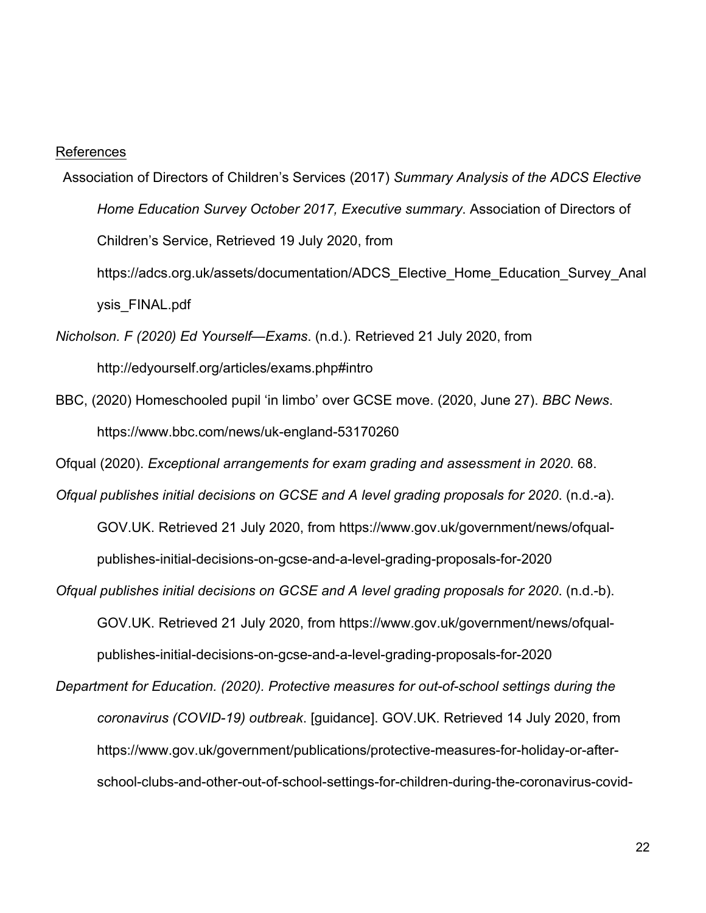References

Association of Directors of Children's Services (2017) *Summary Analysis of the ADCS Elective Home Education Survey October 2017, Executive summary*. Association of Directors of Children's Service, Retrieved 19 July 2020, from https://adcs.org.uk/assets/documentation/ADCS_Elective_Home_Education_Survey_Analysis_FINAL.pdf

*Nicholson. F (2020) Ed Yourself—Exams*. (n.d.). Retrieved 21 July 2020, from http://edyourself.org/articles/exams.php#intro

BBC, (2020) Homeschooled pupil 'in limbo' over GCSE move. (2020, June 27). *BBC News*. https://www.bbc.com/news/uk-england-53170260

Ofqual (2020). *Exceptional arrangements for exam grading and assessment in 2020*. 68.

*Ofqual publishes initial decisions on GCSE and A level grading proposals for 2020*. (n.d.-a). GOV.UK. Retrieved 21 July 2020, from https://www.gov.uk/government/news/ofqual-publishes-initial-decisions-on-gcse-and-a-level-grading-proposals-for-2020

*Ofqual publishes initial decisions on GCSE and A level grading proposals for 2020*. (n.d.-b). GOV.UK. Retrieved 21 July 2020, from https://www.gov.uk/government/news/ofqual-publishes-initial-decisions-on-gcse-and-a-level-grading-proposals-for-2020

*Department for Education. (2020). Protective measures for out-of-school settings during the coronavirus (COVID-19) outbreak*. [guidance]. GOV.UK. Retrieved 14 July 2020, from https://www.gov.uk/government/publications/protective-measures-for-holiday-or-after-school-clubs-and-other-out-of-school-settings-for-children-during-the-coronavirus-covid-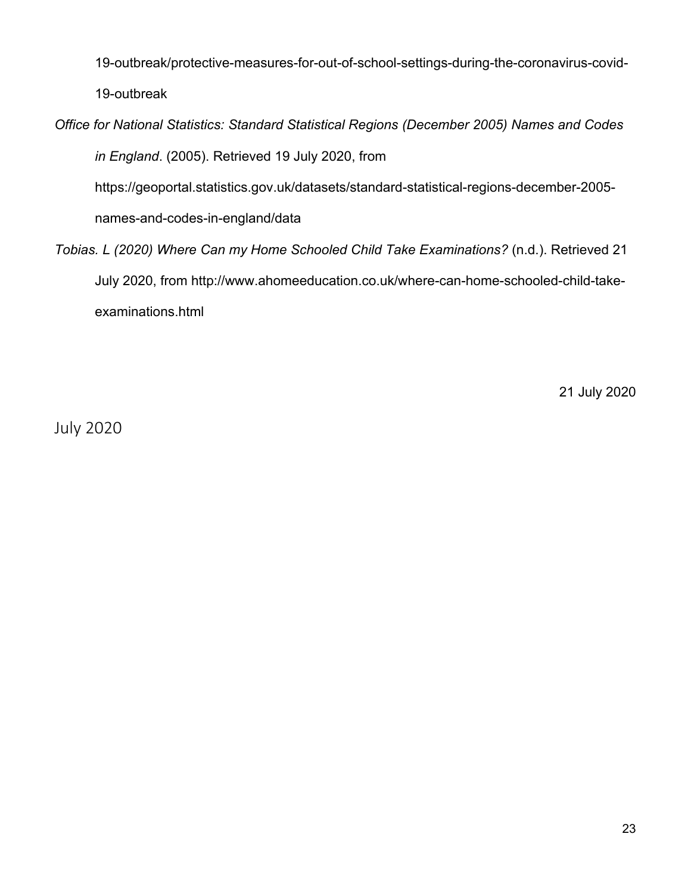19-outbreak/protective-measures-for-out-of-school-settings-during-the-coronavirus-covid-19-outbreak

*Office for National Statistics: Standard Statistical Regions (December 2005) Names and Codes in England*. (2005). Retrieved 19 July 2020, from https://geoportal.statistics.gov.uk/datasets/standard-statistical-regions-december-2005-names-and-codes-in-england/data

*Tobias. L (2020) Where Can my Home Schooled Child Take Examinations?* (n.d.). Retrieved 21 July 2020, from http://www.ahomeeducation.co.uk/where-can-home-schooled-child-take-examinations.html

21 July 2020

July 2020